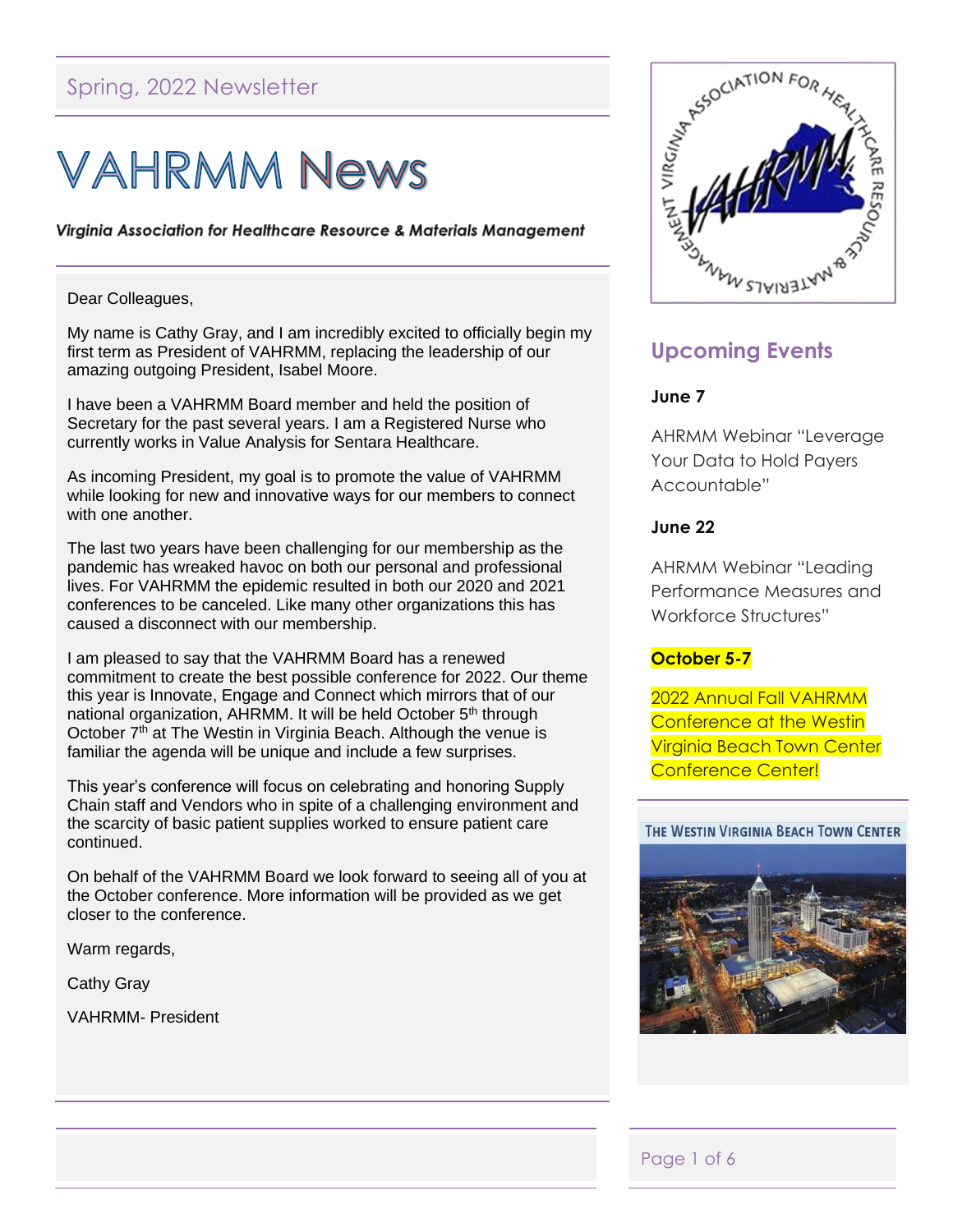Spring, 2022 Newsletter

# VAHRMM News

***Virginia Association for Healthcare Resource & Materials Management***

Dear Colleagues,

My name is Cathy Gray, and I am incredibly excited to officially begin my first term as President of VAHRMM, replacing the leadership of our amazing outgoing President, Isabel Moore.

I have been a VAHRMM Board member and held the position of Secretary for the past several years. I am a Registered Nurse who currently works in Value Analysis for Sentara Healthcare.

As incoming President, my goal is to promote the value of VAHRMM while looking for new and innovative ways for our members to connect with one another.

The last two years have been challenging for our membership as the pandemic has wreaked havoc on both our personal and professional lives. For VAHRMM the epidemic resulted in both our 2020 and 2021 conferences to be canceled. Like many other organizations this has caused a disconnect with our membership.

I am pleased to say that the VAHRMM Board has a renewed commitment to create the best possible conference for 2022. Our theme this year is Innovate, Engage and Connect which mirrors that of our national organization, AHRMM. It will be held October 5th through October 7th at The Westin in Virginia Beach. Although the venue is familiar the agenda will be unique and include a few surprises.

This year's conference will focus on celebrating and honoring Supply Chain staff and Vendors who in spite of a challenging environment and the scarcity of basic patient supplies worked to ensure patient care continued.

On behalf of the VAHRMM Board we look forward to seeing all of you at the October conference. More information will be provided as we get closer to the conference.

Warm regards,

Cathy Gray

VAHRMM- President

## Upcoming Events

**June 7**

AHRMM Webinar "Leverage Your Data to Hold Payers Accountable"

**June 22**

AHRMM Webinar "Leading Performance Measures and Workforce Structures"

**October 5-7**

2022 Annual Fall VAHRMM Conference at the Westin Virginia Beach Town Center Conference Center!

THE WESTIN VIRGINIA BEACH TOWN CENTER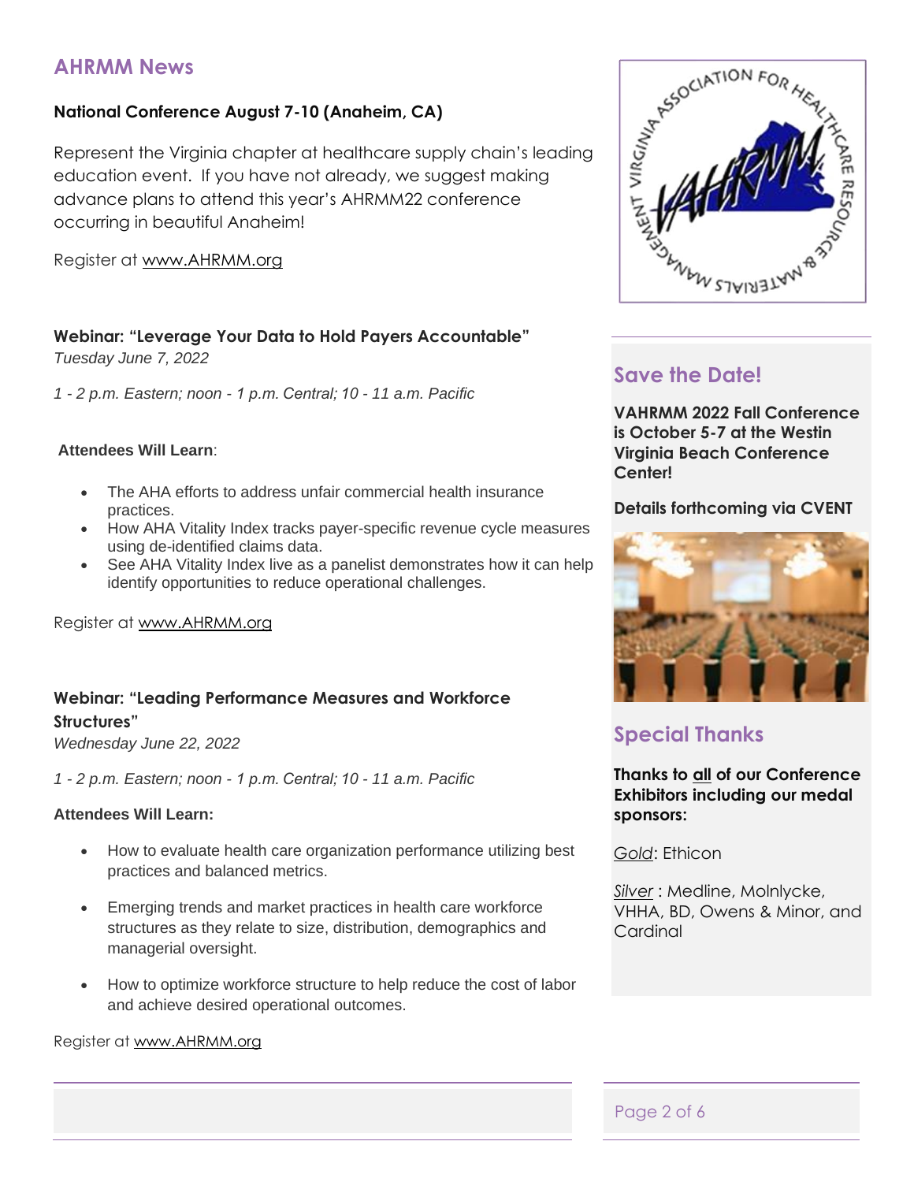## AHRMM News

**National Conference August 7-10 (Anaheim, CA)**

Represent the Virginia chapter at healthcare supply chain's leading education event. If you have not already, we suggest making advance plans to attend this year's AHRMM22 conference occurring in beautiful Anaheim!

Register at www.AHRMM.org

**Webinar: "Leverage Your Data to Hold Payers Accountable"**

*Tuesday June 7, 2022*

*1 - 2 p.m. Eastern; noon - 1 p.m. Central; 10 - 11 a.m. Pacific*

**Attendees Will Learn**:

- The AHA efforts to address unfair commercial health insurance practices.
- How AHA Vitality Index tracks payer-specific revenue cycle measures using de-identified claims data.
- See AHA Vitality Index live as a panelist demonstrates how it can help identify opportunities to reduce operational challenges.

Register at www.AHRMM.org

**Webinar: "Leading Performance Measures and Workforce Structures"**

*Wednesday June 22, 2022*

*1 - 2 p.m. Eastern; noon - 1 p.m. Central; 10 - 11 a.m. Pacific*

**Attendees Will Learn:**

- How to evaluate health care organization performance utilizing best practices and balanced metrics.
- Emerging trends and market practices in health care workforce structures as they relate to size, distribution, demographics and managerial oversight.
- How to optimize workforce structure to help reduce the cost of labor and achieve desired operational outcomes.

Register at www.AHRMM.org

## Save the Date!

**VAHRMM 2022 Fall Conference is October 5-7 at the Westin Virginia Beach Conference Center!**

**Details forthcoming via CVENT**

## Special Thanks

**Thanks to all of our Conference Exhibitors including our medal sponsors:**

*Gold*: Ethicon

*Silver* : Medline, Molnlycke, VHHA, BD, Owens & Minor, and Cardinal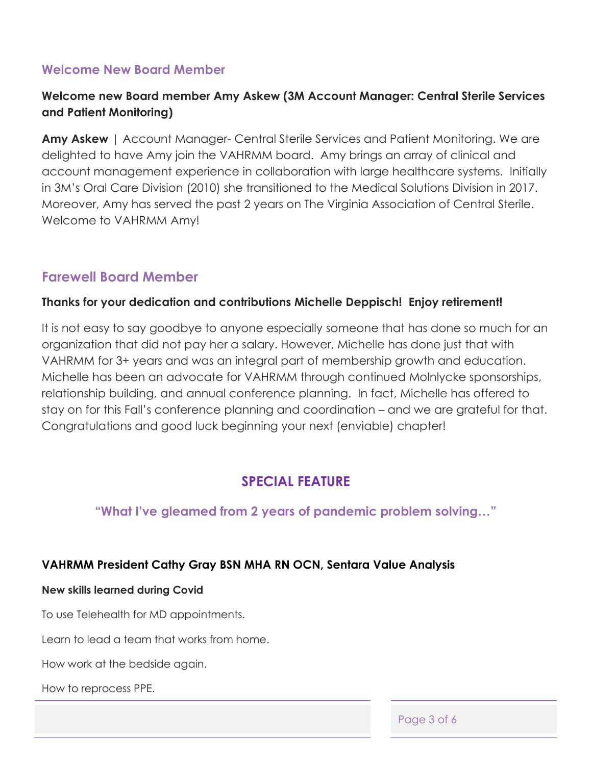## Welcome New Board Member

**Welcome new Board member Amy Askew (3M Account Manager: Central Sterile Services and Patient Monitoring)**

**Amy Askew** | Account Manager- Central Sterile Services and Patient Monitoring. We are delighted to have Amy join the VAHRMM board. Amy brings an array of clinical and account management experience in collaboration with large healthcare systems. Initially in 3M's Oral Care Division (2010) she transitioned to the Medical Solutions Division in 2017. Moreover, Amy has served the past 2 years on The Virginia Association of Central Sterile. Welcome to VAHRMM Amy!

## Farewell Board Member

**Thanks for your dedication and contributions Michelle Deppisch! Enjoy retirement!**

It is not easy to say goodbye to anyone especially someone that has done so much for an organization that did not pay her a salary. However, Michelle has done just that with VAHRMM for 3+ years and was an integral part of membership growth and education. Michelle has been an advocate for VAHRMM through continued Molnlycke sponsorships, relationship building, and annual conference planning. In fact, Michelle has offered to stay on for this Fall's conference planning and coordination – and we are grateful for that. Congratulations and good luck beginning your next (enviable) chapter!

# SPECIAL FEATURE

### "What I've gleamed from 2 years of pandemic problem solving…"

**VAHRMM President Cathy Gray BSN MHA RN OCN, Sentara Value Analysis**

**New skills learned during Covid**

To use Telehealth for MD appointments.

Learn to lead a team that works from home.

How work at the bedside again.

How to reprocess PPE.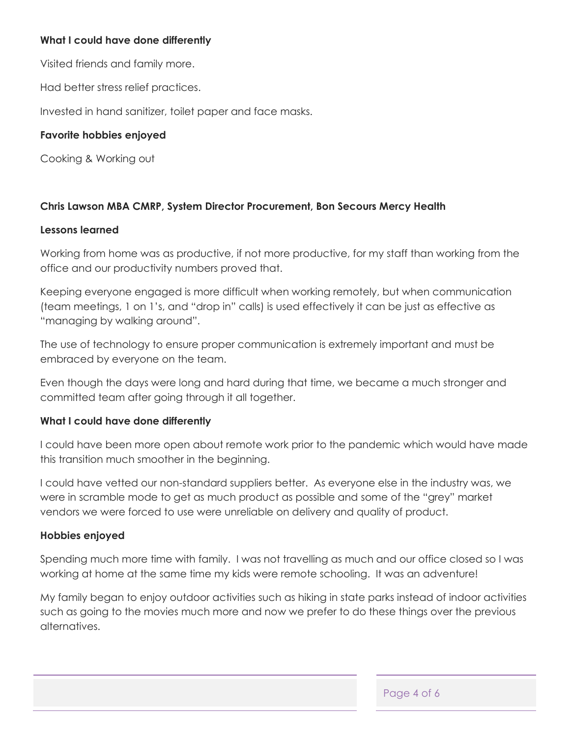**What I could have done differently**

Visited friends and family more.

Had better stress relief practices.

Invested in hand sanitizer, toilet paper and face masks.

**Favorite hobbies enjoyed**

Cooking & Working out

**Chris Lawson MBA CMRP, System Director Procurement, Bon Secours Mercy Health**

**Lessons learned**

Working from home was as productive, if not more productive, for my staff than working from the office and our productivity numbers proved that.

Keeping everyone engaged is more difficult when working remotely, but when communication (team meetings, 1 on 1's, and "drop in" calls) is used effectively it can be just as effective as "managing by walking around".

The use of technology to ensure proper communication is extremely important and must be embraced by everyone on the team.

Even though the days were long and hard during that time, we became a much stronger and committed team after going through it all together.

**What I could have done differently**

I could have been more open about remote work prior to the pandemic which would have made this transition much smoother in the beginning.

I could have vetted our non-standard suppliers better. As everyone else in the industry was, we were in scramble mode to get as much product as possible and some of the "grey" market vendors we were forced to use were unreliable on delivery and quality of product.

**Hobbies enjoyed**

Spending much more time with family. I was not travelling as much and our office closed so I was working at home at the same time my kids were remote schooling. It was an adventure!

My family began to enjoy outdoor activities such as hiking in state parks instead of indoor activities such as going to the movies much more and now we prefer to do these things over the previous alternatives.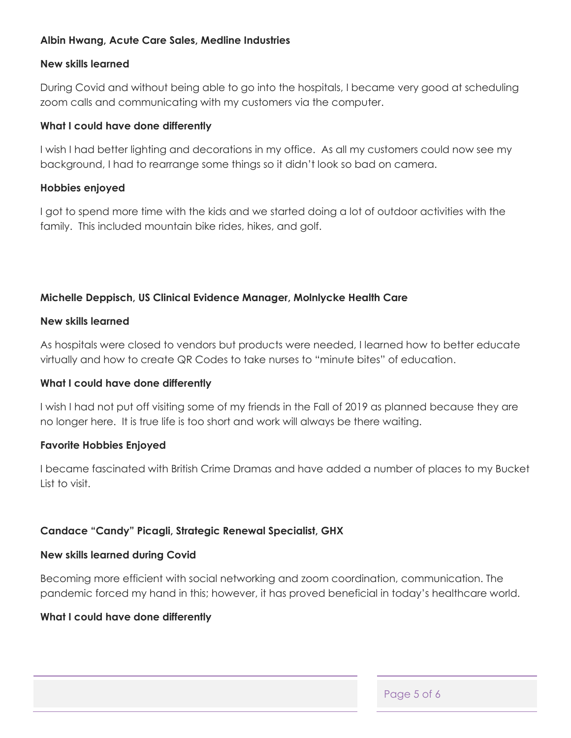**Albin Hwang, Acute Care Sales, Medline Industries**

**New skills learned**

During Covid and without being able to go into the hospitals, I became very good at scheduling zoom calls and communicating with my customers via the computer.

**What I could have done differently**

I wish I had better lighting and decorations in my office. As all my customers could now see my background, I had to rearrange some things so it didn't look so bad on camera.

**Hobbies enjoyed**

I got to spend more time with the kids and we started doing a lot of outdoor activities with the family. This included mountain bike rides, hikes, and golf.

**Michelle Deppisch, US Clinical Evidence Manager, Molnlycke Health Care**

**New skills learned**

As hospitals were closed to vendors but products were needed, I learned how to better educate virtually and how to create QR Codes to take nurses to "minute bites" of education.

**What I could have done differently**

I wish I had not put off visiting some of my friends in the Fall of 2019 as planned because they are no longer here. It is true life is too short and work will always be there waiting.

**Favorite Hobbies Enjoyed**

I became fascinated with British Crime Dramas and have added a number of places to my Bucket List to visit.

**Candace "Candy" Picagli, Strategic Renewal Specialist, GHX**

**New skills learned during Covid**

Becoming more efficient with social networking and zoom coordination, communication. The pandemic forced my hand in this; however, it has proved beneficial in today's healthcare world.

**What I could have done differently**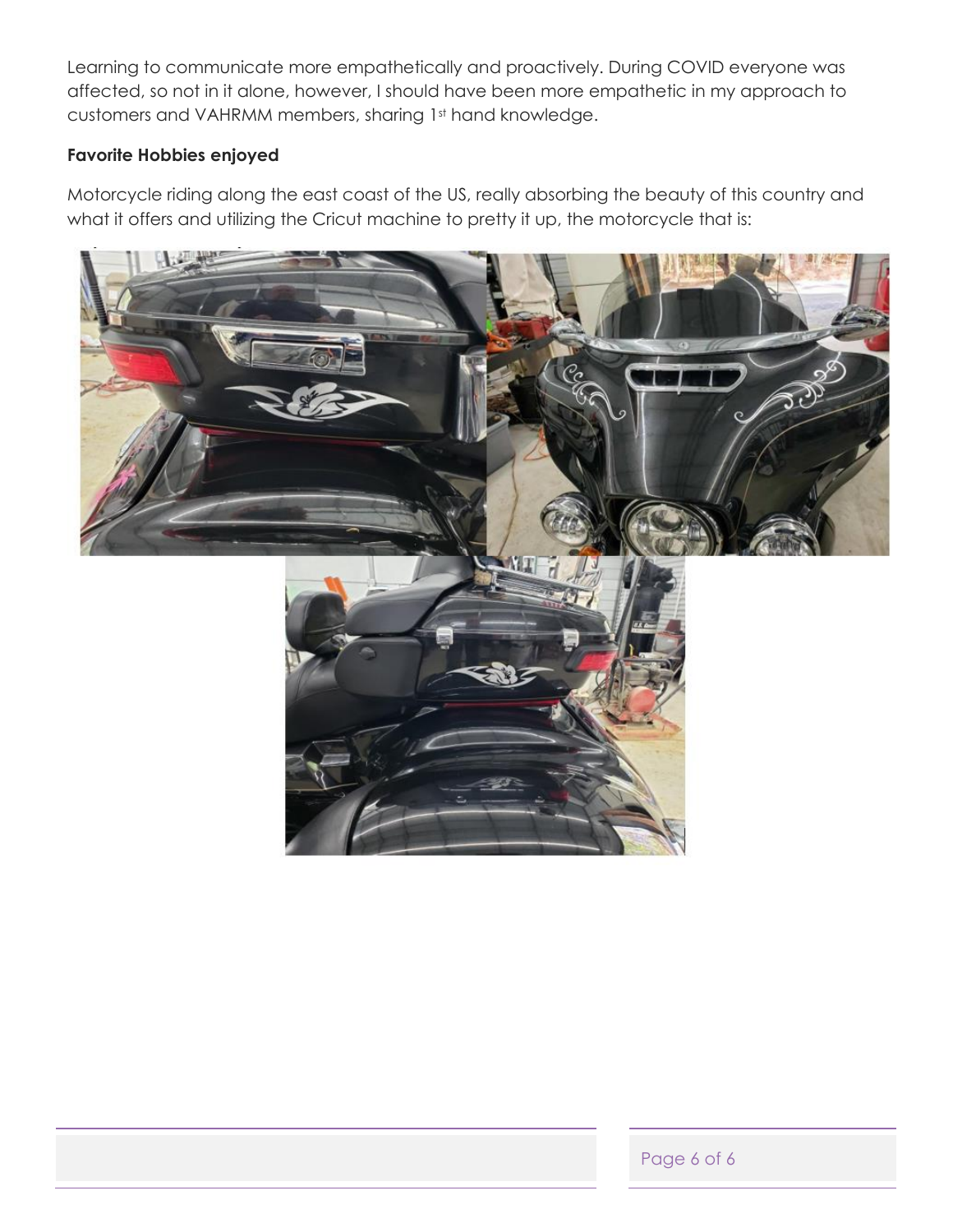Learning to communicate more empathetically and proactively. During COVID everyone was affected, so not in it alone, however, I should have been more empathetic in my approach to customers and VAHRMM members, sharing 1st hand knowledge.

**Favorite Hobbies enjoyed**

Motorcycle riding along the east coast of the US, really absorbing the beauty of this country and what it offers and utilizing the Cricut machine to pretty it up, the motorcycle that is: